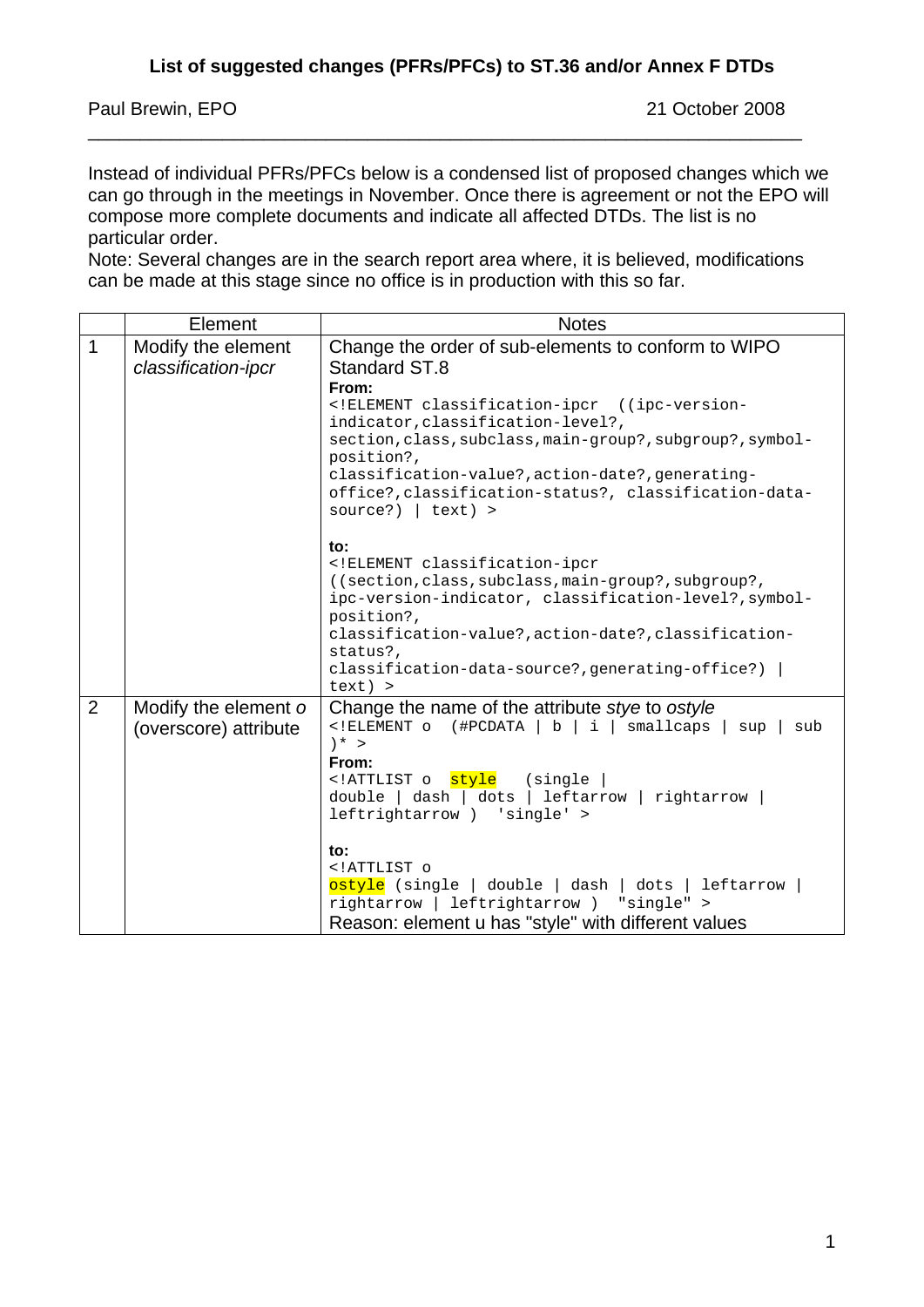# List of suggested changes (PFRs/PFCs) to ST.36 and/or Annex F DTDs

Paul Brewin, EPO 21 October 2008

---

Instead of individual PFRs/PFCs below is a condensed list of proposed changes which we can go through in the meetings in November. Once there is agreement or not the EPO will compose more complete documents and indicate all affected DTDs. The list is no particular order.

Note: Several changes are in the search report area where, it is believed, modifications can be made at this stage since no office is in production with this so far.

| | Element | Notes |
|---|---|---|
| 1 | Modify the element *classification-ipcr* | Change the order of sub-elements to conform to WIPO Standard ST.8<br>**From:**<br>`<!ELEMENT classification-ipcr ((ipc-version-indicator,classification-level?, section,class,subclass,main-group?,subgroup?,symbol-position?, classification-value?,action-date?,generating-office?,classification-status?, classification-data-source?) \| text) >`<br><br>**to:**<br>`<!ELEMENT classification-ipcr ((section,class,subclass,main-group?,subgroup?, ipc-version-indicator, classification-level?,symbol-position?, classification-value?,action-date?,classification-status?, classification-data-source?,generating-office?) \| text) >` |
| 2 | Modify the element *o* (overscore) attribute | Change the name of the attribute *stye* to *ostyle*<br>`<!ELEMENT o (#PCDATA \| b \| i \| smallcaps \| sup \| sub )* >`<br>**From:**<br>`<!ATTLIST o style (single \| double \| dash \| dots \| leftarrow \| rightarrow \| leftrightarrow ) 'single' >`<br><br>**to:**<br>`<!ATTLIST o ostyle (single \| double \| dash \| dots \| leftarrow \| rightarrow \| leftrightarrow ) "single" >`<br>Reason: element u has "style" with different values |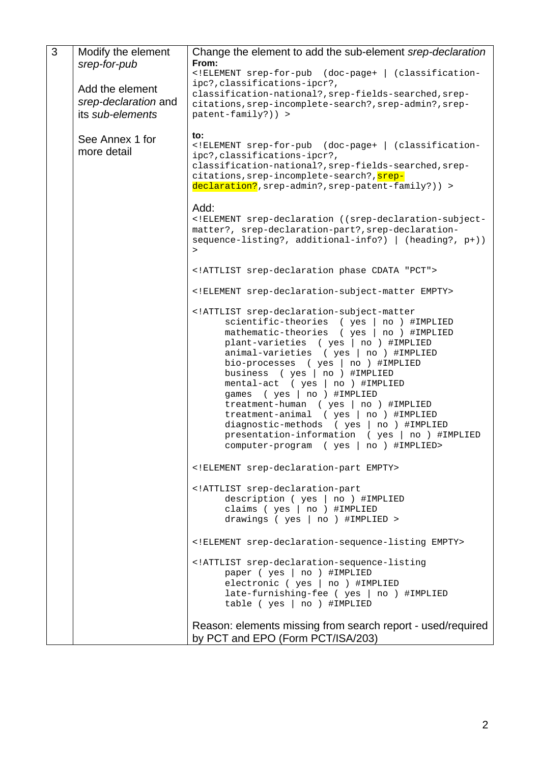| | | |
|---|---|---|
| 3 | Modify the element *srep-for-pub*<br><br>Add the element *srep-declaration* and its *sub-elements*<br><br>See Annex 1 for more detail | Change the element to add the sub-element *srep-declaration*<br>**From:**<br>`<!ELEMENT srep-for-pub  (doc-page+ \| (classification-ipc?,classifications-ipcr?, classification-national?,srep-fields-searched,srep-citations,srep-incomplete-search?,srep-admin?,srep-patent-family?)) >`<br><br>**to:**<br>`<!ELEMENT srep-for-pub  (doc-page+ \| (classification-ipc?,classifications-ipcr?, classification-national?,srep-fields-searched,srep-citations,srep-incomplete-search?,srep-declaration?,srep-admin?,srep-patent-family?)) >`<br><br>Add:<br>`<!ELEMENT srep-declaration ((srep-declaration-subject-matter?, srep-declaration-part?,srep-declaration-sequence-listing?, additional-info?) \| (heading?, p+)) >`<br><br>`<!ATTLIST srep-declaration phase CDATA "PCT">`<br><br>`<!ELEMENT srep-declaration-subject-matter EMPTY>`<br><br>`<!ATTLIST srep-declaration-subject-matter scientific-theories ( yes \| no ) #IMPLIED mathematic-theories ( yes \| no ) #IMPLIED plant-varieties ( yes \| no ) #IMPLIED animal-varieties ( yes \| no ) #IMPLIED bio-processes ( yes \| no ) #IMPLIED business ( yes \| no ) #IMPLIED mental-act ( yes \| no ) #IMPLIED games ( yes \| no ) #IMPLIED treatment-human ( yes \| no ) #IMPLIED treatment-animal ( yes \| no ) #IMPLIED diagnostic-methods ( yes \| no ) #IMPLIED presentation-information ( yes \| no ) #IMPLIED computer-program ( yes \| no ) #IMPLIED>`<br><br>`<!ELEMENT srep-declaration-part EMPTY>`<br><br>`<!ATTLIST srep-declaration-part description ( yes \| no ) #IMPLIED claims ( yes \| no ) #IMPLIED drawings ( yes \| no ) #IMPLIED >`<br><br>`<!ELEMENT srep-declaration-sequence-listing EMPTY>`<br><br>`<!ATTLIST srep-declaration-sequence-listing paper ( yes \| no ) #IMPLIED electronic ( yes \| no ) #IMPLIED late-furnishing-fee ( yes \| no ) #IMPLIED table ( yes \| no ) #IMPLIED`<br><br>Reason: elements missing from search report - used/required by PCT and EPO (Form PCT/ISA/203) |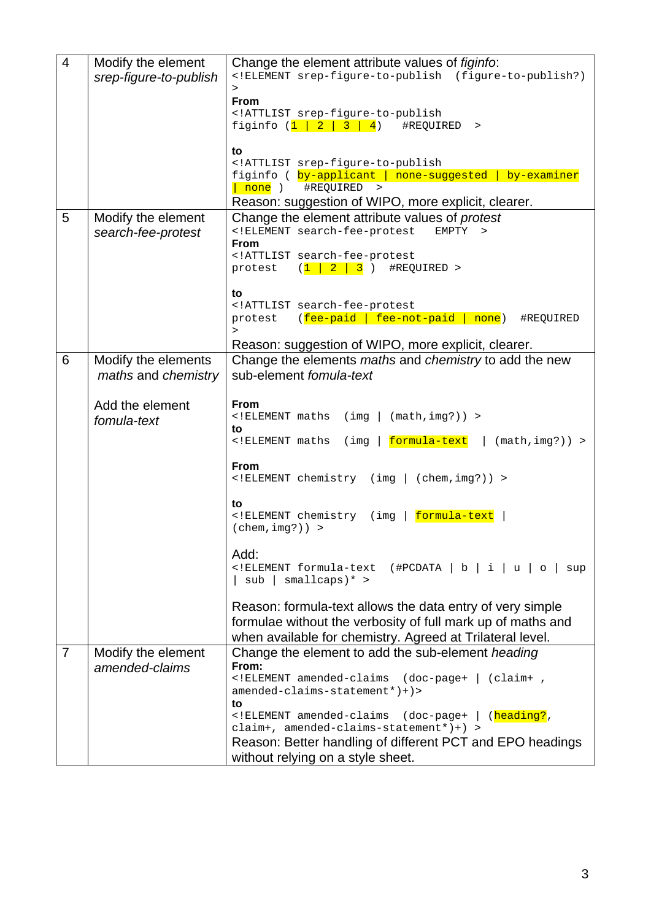| | | |
|---|---|---|
| 4 | Modify the element *srep-figure-to-publish* | Change the element attribute values of *figinfo*:<br>`<!ELEMENT srep-figure-to-publish (figure-to-publish?) >`<br>**From**<br>`<!ATTLIST srep-figure-to-publish figinfo (1 | 2 | 3 | 4) #REQUIRED >`<br><br>**to**<br>`<!ATTLIST srep-figure-to-publish figinfo ( by-applicant | none-suggested | by-examiner | none ) #REQUIRED >`<br>Reason: suggestion of WIPO, more explicit, clearer. |
| 5 | Modify the element *search-fee-protest* | Change the element attribute values of *protest*<br>`<!ELEMENT search-fee-protest EMPTY >`<br>**From**<br>`<!ATTLIST search-fee-protest protest (1 | 2 | 3 ) #REQUIRED >`<br><br>**to**<br>`<!ATTLIST search-fee-protest protest (fee-paid | fee-not-paid | none) #REQUIRED >`<br>Reason: suggestion of WIPO, more explicit, clearer. |
| 6 | Modify the elements *maths* and *chemistry*<br><br>Add the element *fomula-text* | Change the elements *maths* and *chemistry* to add the new sub-element *fomula-text*<br><br>**From**<br>`<!ELEMENT maths (img | (math,img?)) >`<br>**to**<br>`<!ELEMENT maths (img | formula-text | (math,img?)) >`<br><br>**From**<br>`<!ELEMENT chemistry (img | (chem,img?)) >`<br><br>**to**<br>`<!ELEMENT chemistry (img | formula-text | (chem,img?)) >`<br><br>Add:<br>`<!ELEMENT formula-text (#PCDATA | b | i | u | o | sup | sub | smallcaps)* >`<br><br>Reason: formula-text allows the data entry of very simple formulae without the verbosity of full mark up of maths and when available for chemistry. Agreed at Trilateral level. |
| 7 | Modify the element *amended-claims* | Change the element to add the sub-element *heading*<br>**From:**<br>`<!ELEMENT amended-claims (doc-page+ | (claim+ , amended-claims-statement*)+)>`<br>**to**<br>`<!ELEMENT amended-claims (doc-page+ | (heading?, claim+, amended-claims-statement*)+) >`<br>Reason: Better handling of different PCT and EPO headings without relying on a style sheet. |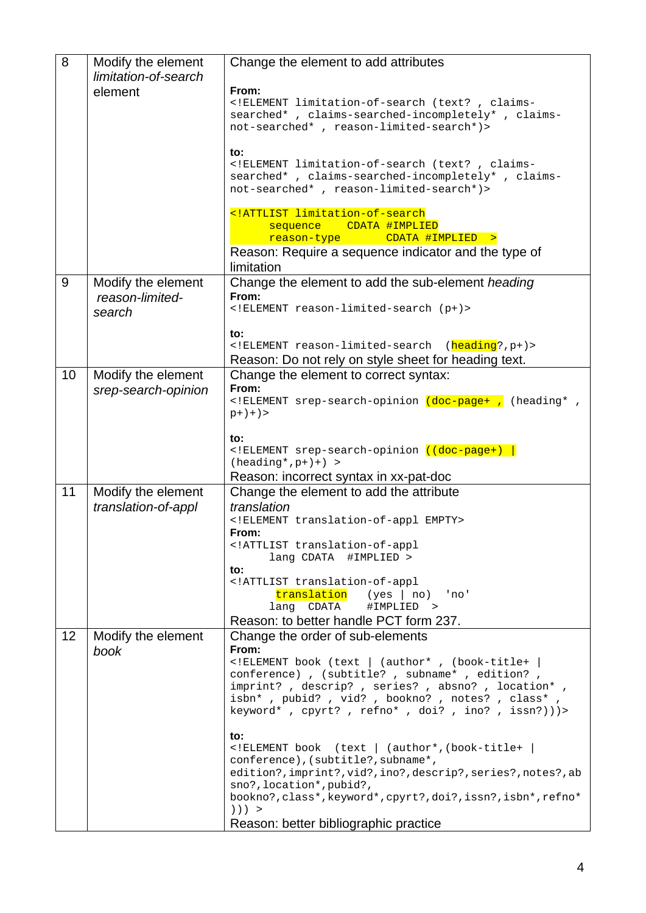| | | |
|---|---|---|
| 8 | Modify the element *limitation-of-search* element | Change the element to add attributes<br><br>**From:**<br>`<!ELEMENT limitation-of-search (text? , claims-searched* , claims-searched-incompletely* , claims-not-searched* , reason-limited-search*)>`<br><br>**to:**<br>`<!ELEMENT limitation-of-search (text? , claims-searched* , claims-searched-incompletely* , claims-not-searched* , reason-limited-search*)>`<br><br>`<!ATTLIST limitation-of-search`<br>`sequence CDATA #IMPLIED`<br>`reason-type CDATA #IMPLIED >`<br>Reason: Require a sequence indicator and the type of limitation |
| 9 | Modify the element *reason-limited-search* | Change the element to add the sub-element *heading*<br>**From:**<br>`<!ELEMENT reason-limited-search (p+)>`<br><br>**to:**<br>`<!ELEMENT reason-limited-search (heading?,p+)>`<br>Reason: Do not rely on style sheet for heading text. |
| 10 | Modify the element *srep-search-opinion* | Change the element to correct syntax:<br>**From:**<br>`<!ELEMENT srep-search-opinion (doc-page+ , (heading* , p+)+)>`<br><br>**to:**<br>`<!ELEMENT srep-search-opinion ((doc-page+) \| (heading*,p+)+) >`<br>Reason: incorrect syntax in xx-pat-doc |
| 11 | Modify the element *translation-of-appl* | Change the element to add the attribute *translation*<br>`<!ELEMENT translation-of-appl EMPTY>`<br>**From:**<br>`<!ATTLIST translation-of-appl`<br>`lang CDATA #IMPLIED >`<br>**to:**<br>`<!ATTLIST translation-of-appl`<br>`translation (yes \| no) 'no'`<br>`lang CDATA #IMPLIED >`<br>Reason: to better handle PCT form 237. |
| 12 | Modify the element *book* | Change the order of sub-elements<br>**From:**<br>`<!ELEMENT book (text \| (author* , (book-title+ \| conference) , (subtitle? , subname* , edition? , imprint? , descrip? , series? , absno? , location* , isbn* , pubid? , vid? , bookno? , notes? , class* , keyword* , cpyrt? , refno* , doi? , ino? , issn?)))>`<br><br>**to:**<br>`<!ELEMENT book (text \| (author*,(book-title+ \| conference),(subtitle?,subname*, edition?,imprint?,vid?,ino?,descrip?,series?,notes?,absno?,location*,pubid?, bookno?,class*,keyword*,cpyrt?,doi?,issn?,isbn*,refno* ))) >`<br>Reason: better bibliographic practice |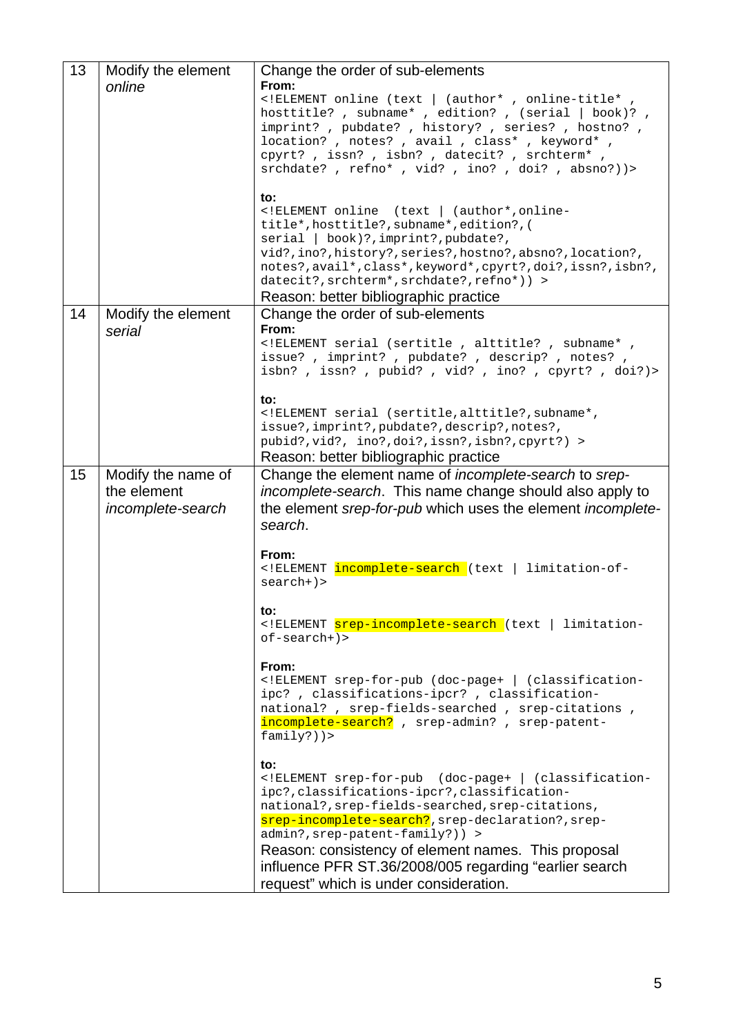| 13 | Modify the element *online* | Change the order of sub-elements<br>**From:**<br>`<!ELEMENT online (text \| (author* , online-title* , hosttitle? , subname* , edition? , (serial \| book)? , imprint? , pubdate? , history? , series? , hostno? , location? , notes? , avail , class* , keyword* , cpyrt? , issn? , isbn? , datecit? , srchterm* , srchdate? , refno* , vid? , ino? , doi? , absno?))>`<br><br>**to:**<br>`<!ELEMENT online  (text \| (author*,online-title*,hosttitle?,subname*,edition?,( serial \| book)?,imprint?,pubdate?, vid?,ino?,history?,series?,hostno?,absno?,location?, notes?,avail*,class*,keyword*,cpyrt?,doi?,issn?,isbn?, datecit?,srchterm*,srchdate?,refno*)) >`<br>Reason: better bibliographic practice |
|---|---|---|
| 14 | Modify the element *serial* | Change the order of sub-elements<br>**From:**<br>`<!ELEMENT serial (sertitle , alttitle? , subname* , issue? , imprint? , pubdate? , descrip? , notes? , isbn? , issn? , pubid? , vid? , ino? , cpyrt? , doi?)>`<br><br>**to:**<br>`<!ELEMENT serial (sertitle,alttitle?,subname*, issue?,imprint?,pubdate?,descrip?,notes?, pubid?,vid?, ino?,doi?,issn?,isbn?,cpyrt?) >`<br>Reason: better bibliographic practice |
| 15 | Modify the name of the element *incomplete-search* | Change the element name of *incomplete-search* to *srep-incomplete-search*. This name change should also apply to the element *srep-for-pub* which uses the element *incomplete-search*.<br><br>**From:**<br>`<!ELEMENT incomplete-search (text \| limitation-of-search+)>`<br><br>**to:**<br>`<!ELEMENT srep-incomplete-search (text \| limitation-of-search+)>`<br><br>**From:**<br>`<!ELEMENT srep-for-pub (doc-page+ \| (classification-ipc? , classifications-ipcr? , classification-national? , srep-fields-searched , srep-citations , incomplete-search? , srep-admin? , srep-patent-family?))>`<br><br>**to:**<br>`<!ELEMENT srep-for-pub  (doc-page+ \| (classification-ipc?,classifications-ipcr?,classification-national?,srep-fields-searched,srep-citations, srep-incomplete-search?,srep-declaration?,srep-admin?,srep-patent-family?)) >`<br>Reason: consistency of element names. This proposal influence PFR ST.36/2008/005 regarding "earlier search request" which is under consideration. |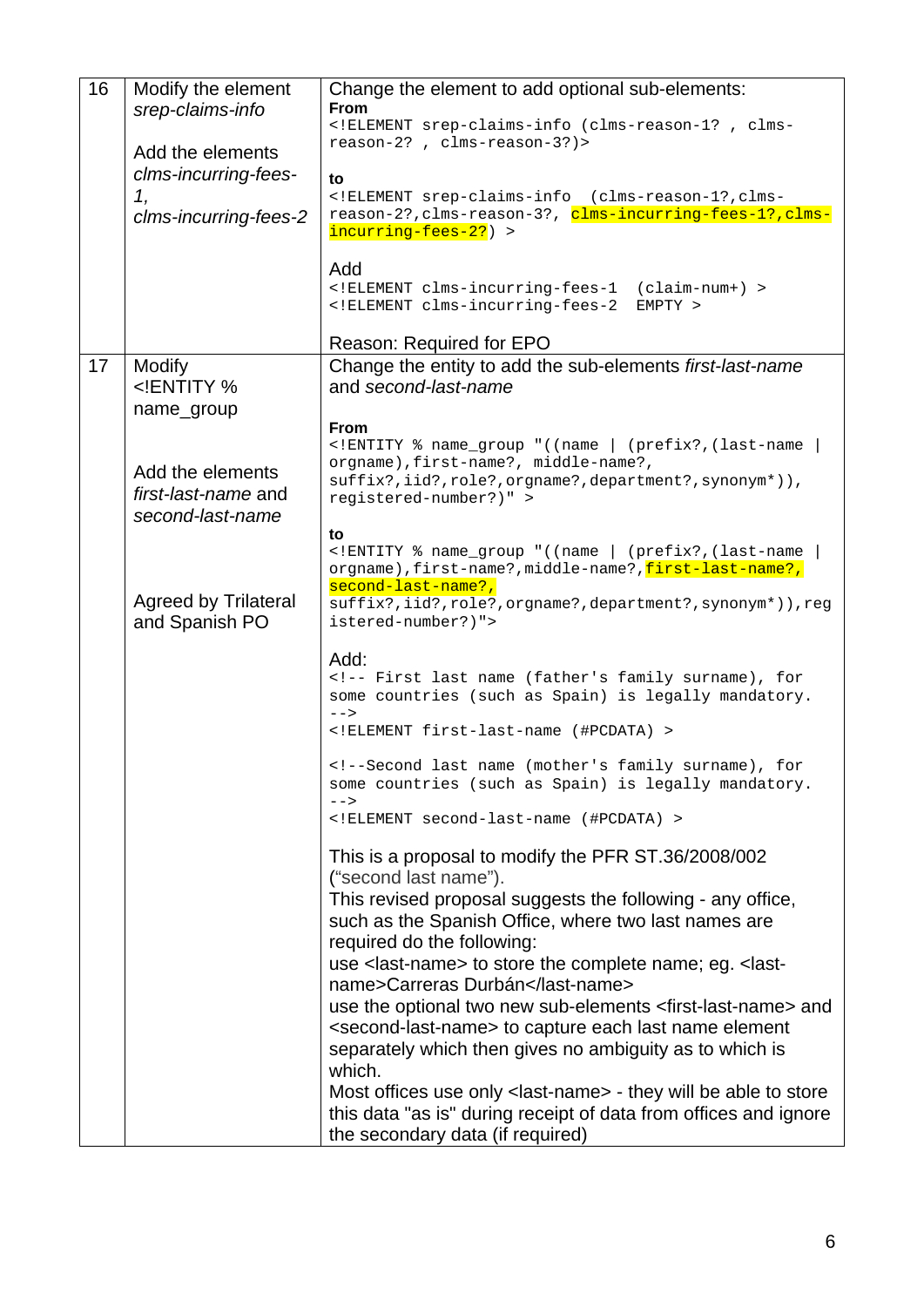| | | |
|---|---|---|
| 16 | Modify the element *srep-claims-info*<br><br>Add the elements *clms-incurring-fees-1*, *clms-incurring-fees-2* | Change the element to add optional sub-elements:<br>**From**<br>`<!ELEMENT srep-claims-info (clms-reason-1? , clms-reason-2? , clms-reason-3?)>`<br><br>**to**<br>`<!ELEMENT srep-claims-info  (clms-reason-1?,clms-reason-2?,clms-reason-3?, clms-incurring-fees-1?,clms-incurring-fees-2?) >`<br><br>Add<br>`<!ELEMENT clms-incurring-fees-1  (claim-num+) >`<br>`<!ELEMENT clms-incurring-fees-2  EMPTY >`<br><br>Reason: Required for EPO |
| 17 | Modify `<!ENTITY % name_group`<br><br>Add the elements *first-last-name* and *second-last-name*<br><br>Agreed by Trilateral and Spanish PO | Change the entity to add the sub-elements *first-last-name* and *second-last-name*<br><br>**From**<br>`<!ENTITY % name_group "((name \| (prefix?,(last-name \| orgname),first-name?, middle-name?, suffix?,iid?,role?,orgname?,department?,synonym*)), registered-number?)" >`<br><br>**to**<br>`<!ENTITY % name_group "((name \| (prefix?,(last-name \| orgname),first-name?,middle-name?,first-last-name?, second-last-name?, suffix?,iid?,role?,orgname?,department?,synonym*)),registered-number?)">`<br><br>Add:<br>`<!-- First last name (father's family surname), for some countries (such as Spain) is legally mandatory. -->`<br>`<!ELEMENT first-last-name (#PCDATA) >`<br><br>`<!--Second last name (mother's family surname), for some countries (such as Spain) is legally mandatory. -->`<br>`<!ELEMENT second-last-name (#PCDATA) >`<br><br>This is a proposal to modify the PFR ST.36/2008/002 ("second last name").<br>This revised proposal suggests the following - any office, such as the Spanish Office, where two last names are required do the following:<br>use `<last-name>` to store the complete name; eg. `<last-name>Carreras Durbán</last-name>`<br>use the optional two new sub-elements `<first-last-name>` and `<second-last-name>` to capture each last name element separately which then gives no ambiguity as to which is which.<br>Most offices use only `<last-name>` - they will be able to store this data "as is" during receipt of data from offices and ignore the secondary data (if required) |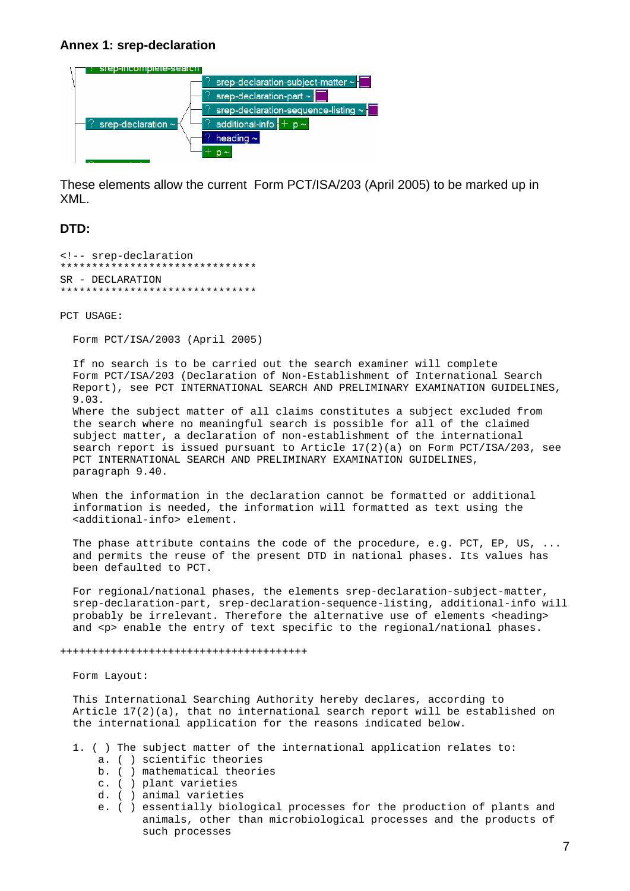### Annex 1: srep-declaration

These elements allow the current Form PCT/ISA/203 (April 2005) to be marked up in XML.

### DTD:

```
<!-- srep-declaration
*******************************
SR - DECLARATION
*******************************

PCT USAGE:

  Form PCT/ISA/2003 (April 2005)

  If no search is to be carried out the search examiner will complete
  Form PCT/ISA/203 (Declaration of Non-Establishment of International Search
  Report), see PCT INTERNATIONAL SEARCH AND PRELIMINARY EXAMINATION GUIDELINES,
  9.03.
  Where the subject matter of all claims constitutes a subject excluded from
  the search where no meaningful search is possible for all of the claimed
  subject matter, a declaration of non-establishment of the international
  search report is issued pursuant to Article 17(2)(a) on Form PCT/ISA/203, see
  PCT INTERNATIONAL SEARCH AND PRELIMINARY EXAMINATION GUIDELINES,
  paragraph 9.40.

  When the information in the declaration cannot be formatted or additional
  information is needed, the information will formatted as text using the
  <additional-info> element.

  The phase attribute contains the code of the procedure, e.g. PCT, EP, US, ...
  and permits the reuse of the present DTD in national phases. Its values has
  been defaulted to PCT.

  For regional/national phases, the elements srep-declaration-subject-matter,
  srep-declaration-part, srep-declaration-sequence-listing, additional-info will
  probably be irrelevant. Therefore the alternative use of elements <heading>
  and <p> enable the entry of text specific to the regional/national phases.

+++++++++++++++++++++++++++++++++++++++

  Form Layout:

  This International Searching Authority hereby declares, according to
  Article 17(2)(a), that no international search report will be established on
  the international application for the reasons indicated below.

  1. ( ) The subject matter of the international application relates to:
      a. ( ) scientific theories
      b. ( ) mathematical theories
      c. ( ) plant varieties
      d. ( ) animal varieties
      e. ( ) essentially biological processes for the production of plants and
             animals, other than microbiological processes and the products of
             such processes
```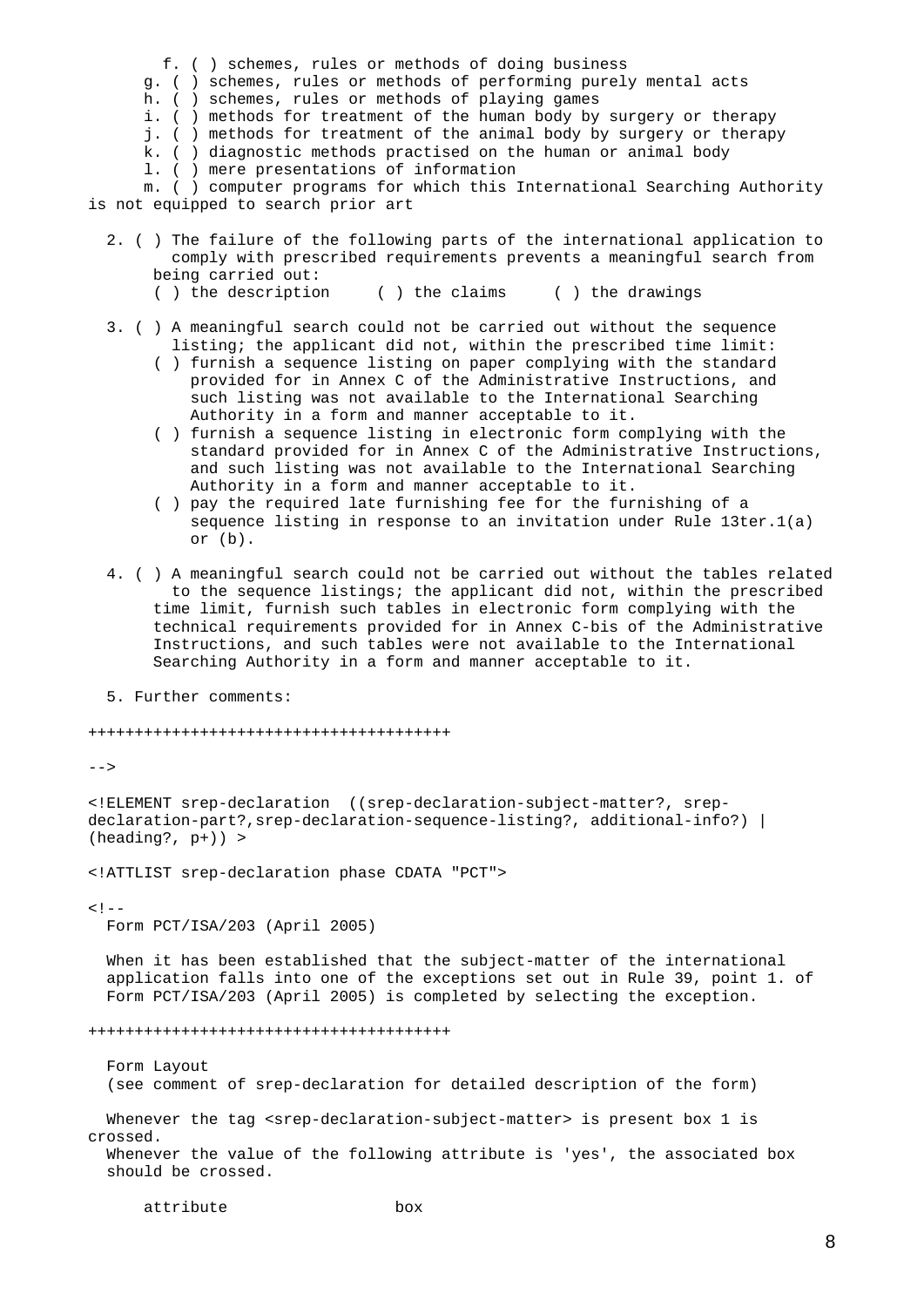```
        f. ( ) schemes, rules or methods of doing business
      g. ( ) schemes, rules or methods of performing purely mental acts
      h. ( ) schemes, rules or methods of playing games
      i. ( ) methods for treatment of the human body by surgery or therapy
      j. ( ) methods for treatment of the animal body by surgery or therapy
      k. ( ) diagnostic methods practised on the human or animal body
      l. ( ) mere presentations of information
      m. ( ) computer programs for which this International Searching Authority
is not equipped to search prior art

  2. ( ) The failure of the following parts of the international application to
         comply with prescribed requirements prevents a meaningful search from
       being carried out:
       ( ) the description     ( ) the claims     ( ) the drawings

  3. ( ) A meaningful search could not be carried out without the sequence
         listing; the applicant did not, within the prescribed time limit:
       ( ) furnish a sequence listing on paper complying with the standard
           provided for in Annex C of the Administrative Instructions, and
           such listing was not available to the International Searching
           Authority in a form and manner acceptable to it.
       ( ) furnish a sequence listing in electronic form complying with the
           standard provided for in Annex C of the Administrative Instructions,
           and such listing was not available to the International Searching
           Authority in a form and manner acceptable to it.
       ( ) pay the required late furnishing fee for the furnishing of a
           sequence listing in response to an invitation under Rule 13ter.1(a)
           or (b).

  4. ( ) A meaningful search could not be carried out without the tables related
         to the sequence listings; the applicant did not, within the prescribed
       time limit, furnish such tables in electronic form complying with the
       technical requirements provided for in Annex C-bis of the Administrative
       Instructions, and such tables were not available to the International
       Searching Authority in a form and manner acceptable to it.

  5. Further comments:

++++++++++++++++++++++++++++++++++++++

-->

<!ELEMENT srep-declaration  ((srep-declaration-subject-matter?, srep-
declaration-part?,srep-declaration-sequence-listing?, additional-info?) |
(heading?, p+)) >

<!ATTLIST srep-declaration phase CDATA "PCT">

<!--
  Form PCT/ISA/203 (April 2005)

  When it has been established that the subject-matter of the international
  application falls into one of the exceptions set out in Rule 39, point 1. of
  Form PCT/ISA/203 (April 2005) is completed by selecting the exception.

++++++++++++++++++++++++++++++++++++++

  Form Layout
  (see comment of srep-declaration for detailed description of the form)

  Whenever the tag <srep-declaration-subject-matter> is present box 1 is
crossed.
  Whenever the value of the following attribute is 'yes', the associated box
  should be crossed.

      attribute                 box
```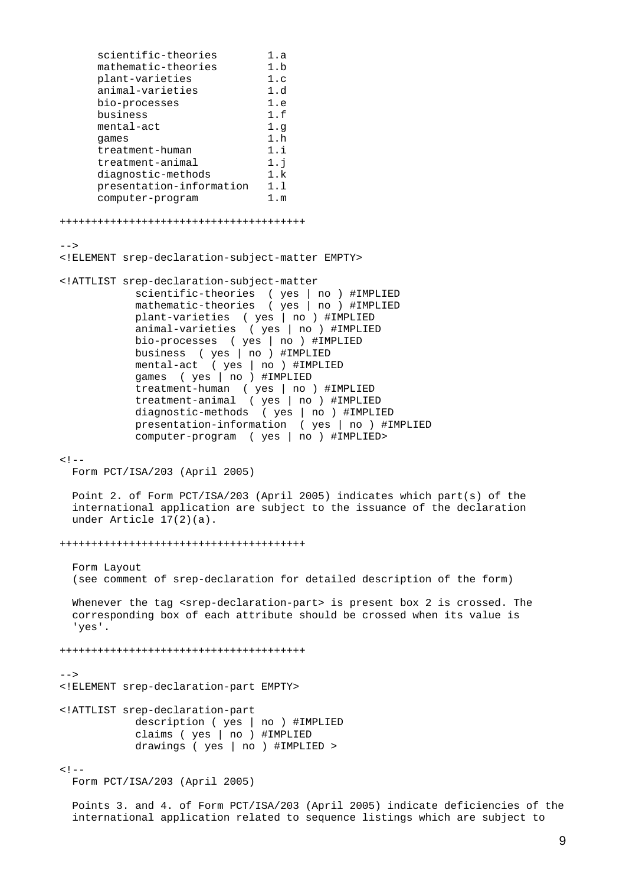```
      scientific-theories        1.a
      mathematic-theories        1.b
      plant-varieties            1.c
      animal-varieties           1.d
      bio-processes              1.e
      business                   1.f
      mental-act                 1.g
      games                      1.h
      treatment-human            1.i
      treatment-animal           1.j
      diagnostic-methods         1.k
      presentation-information   1.l
      computer-program           1.m

+++++++++++++++++++++++++++++++++++++++

-->
<!ELEMENT srep-declaration-subject-matter EMPTY>

<!ATTLIST srep-declaration-subject-matter
            scientific-theories  ( yes | no ) #IMPLIED
            mathematic-theories  ( yes | no ) #IMPLIED
            plant-varieties  ( yes | no ) #IMPLIED
            animal-varieties  ( yes | no ) #IMPLIED
            bio-processes  ( yes | no ) #IMPLIED
            business  ( yes | no ) #IMPLIED
            mental-act  ( yes | no ) #IMPLIED
            games  ( yes | no ) #IMPLIED
            treatment-human  ( yes | no ) #IMPLIED
            treatment-animal  ( yes | no ) #IMPLIED
            diagnostic-methods  ( yes | no ) #IMPLIED
            presentation-information  ( yes | no ) #IMPLIED
            computer-program  ( yes | no ) #IMPLIED>

<!--
  Form PCT/ISA/203 (April 2005)

  Point 2. of Form PCT/ISA/203 (April 2005) indicates which part(s) of the
  international application are subject to the issuance of the declaration
  under Article 17(2)(a).

+++++++++++++++++++++++++++++++++++++++

  Form Layout
  (see comment of srep-declaration for detailed description of the form)

  Whenever the tag <srep-declaration-part> is present box 2 is crossed. The
  corresponding box of each attribute should be crossed when its value is
  'yes'.

+++++++++++++++++++++++++++++++++++++++

-->
<!ELEMENT srep-declaration-part EMPTY>

<!ATTLIST srep-declaration-part
            description ( yes | no ) #IMPLIED
            claims ( yes | no ) #IMPLIED
            drawings ( yes | no ) #IMPLIED >

<!--
  Form PCT/ISA/203 (April 2005)

  Points 3. and 4. of Form PCT/ISA/203 (April 2005) indicate deficiencies of the
  international application related to sequence listings which are subject to
```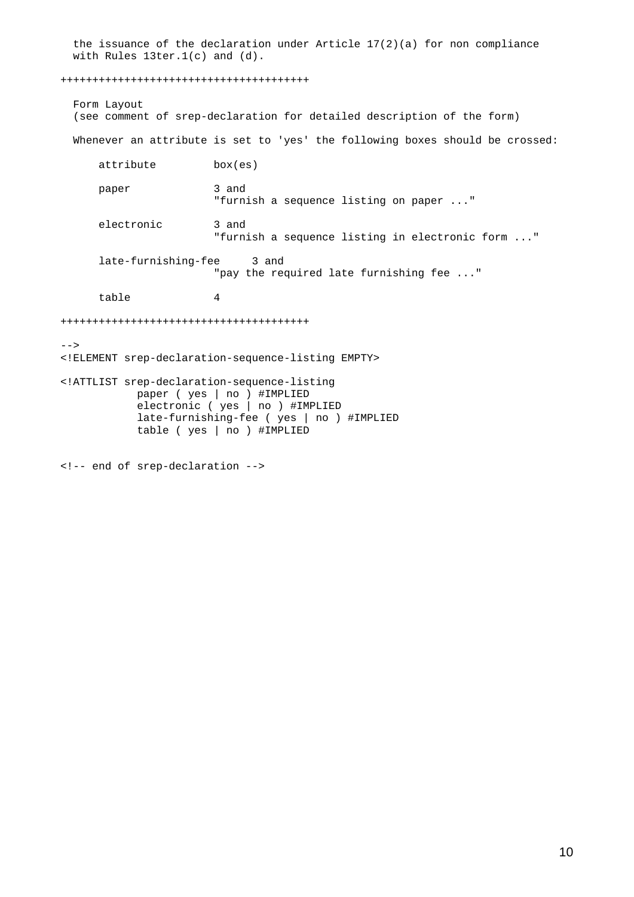```
  the issuance of the declaration under Article 17(2)(a) for non compliance
  with Rules 13ter.1(c) and (d).

+++++++++++++++++++++++++++++++++++++++

  Form Layout
  (see comment of srep-declaration for detailed description of the form)

  Whenever an attribute is set to 'yes' the following boxes should be crossed:

      attribute         box(es)

      paper             3 and
                        "furnish a sequence listing on paper ..."

      electronic        3 and
                        "furnish a sequence listing in electronic form ..."

      late-furnishing-fee     3 and
                        "pay the required late furnishing fee ..."

      table             4

+++++++++++++++++++++++++++++++++++++++

-->
<!ELEMENT srep-declaration-sequence-listing EMPTY>

<!ATTLIST srep-declaration-sequence-listing
            paper ( yes | no ) #IMPLIED
            electronic ( yes | no ) #IMPLIED
            late-furnishing-fee ( yes | no ) #IMPLIED
            table ( yes | no ) #IMPLIED


<!-- end of srep-declaration -->
```